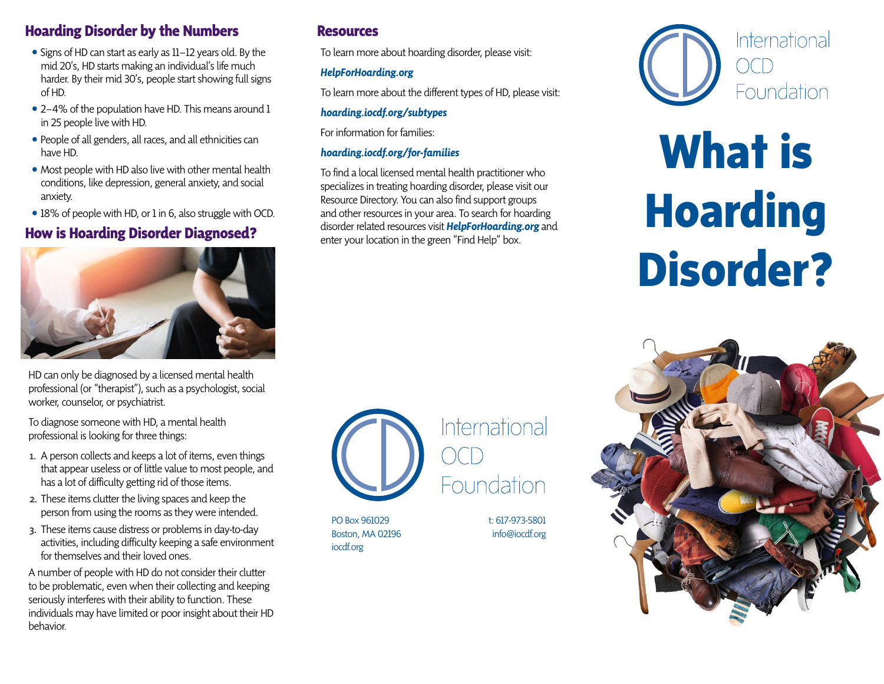## Hoarding Disorder by the Numbers

- Signs of HD can start as early as 11–12 years old. By the mid 20's, HD starts making an individual's life much harder. By their mid 30's, people start showing full signs of HD.
- 2–4% of the population have HD. This means around 1 in 25 people live with HD.
- People of all genders, all races, and all ethnicities can have HD.
- Most people with HD also live with other mental health conditions, like depression, general anxiety, and social anxiety.
- 18% of people with HD, or 1 in 6, also struggle with OCD.

## How is Hoarding Disorder Diagnosed?

HD can only be diagnosed by a licensed mental health professional (or "therapist"), such as a psychologist, social worker, counselor, or psychiatrist.

To diagnose someone with HD, a mental health professional is looking for three things:

1. A person collects and keeps a lot of items, even things that appear useless or of little value to most people, and has a lot of difficulty getting rid of those items.
2. These items clutter the living spaces and keep the person from using the rooms as they were intended.
3. These items cause distress or problems in day-to-day activities, including difficulty keeping a safe environment for themselves and their loved ones.

A number of people with HD do not consider their clutter to be problematic, even when their collecting and keeping seriously interferes with their ability to function. These individuals may have limited or poor insight about their HD behavior.

## Resources

To learn more about hoarding disorder, please visit:

***HelpForHoarding.org***

To learn more about the different types of HD, please visit:

***hoarding.iocdf.org/subtypes***

For information for families:

***hoarding.iocdf.org/for-families***

To find a local licensed mental health practitioner who specializes in treating hoarding disorder, please visit our Resource Directory. You can also find support groups and other resources in your area. To search for hoarding disorder related resources visit ***HelpForHoarding.org*** and enter your location in the green "Find Help" box.

International OCD Foundation

PO Box 961029
Boston, MA 02196
iocdf.org

t: 617-973-5801
info@iocdf.org

International OCD Foundation

# What is Hoarding Disorder?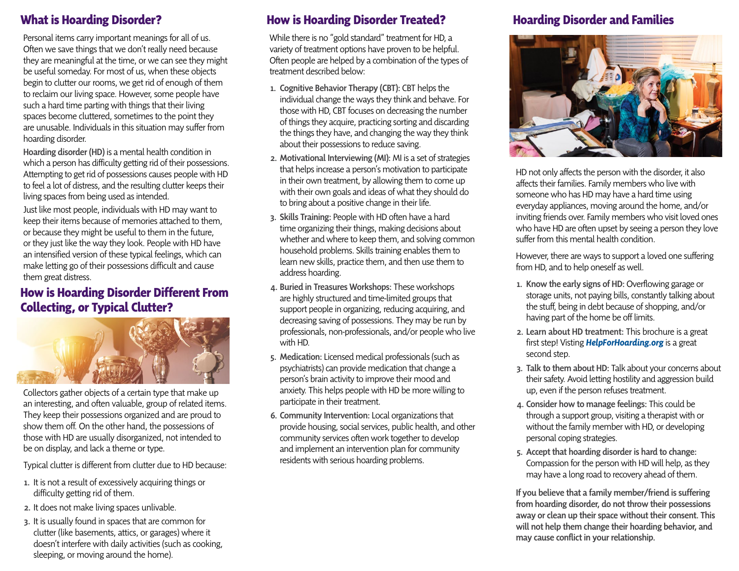## What is Hoarding Disorder?

Personal items carry important meanings for all of us. Often we save things that we don't really need because they are meaningful at the time, or we can see they might be useful someday. For most of us, when these objects begin to clutter our rooms, we get rid of enough of them to reclaim our living space. However, some people have such a hard time parting with things that their living spaces become cluttered, sometimes to the point they are unusable. Individuals in this situation may suffer from hoarding disorder.

**Hoarding disorder (HD)** is a mental health condition in which a person has difficulty getting rid of their possessions. Attempting to get rid of possessions causes people with HD to feel a lot of distress, and the resulting clutter keeps their living spaces from being used as intended.

Just like most people, individuals with HD may want to keep their items because of memories attached to them, or because they might be useful to them in the future, or they just like the way they look. People with HD have an intensified version of these typical feelings, which can make letting go of their possessions difficult and cause them great distress.

## How is Hoarding Disorder Different From Collecting, or Typical Clutter?

Collectors gather objects of a certain type that make up an interesting, and often valuable, group of related items. They keep their possessions organized and are proud to show them off. On the other hand, the possessions of those with HD are usually disorganized, not intended to be on display, and lack a theme or type.

Typical clutter is different from clutter due to HD because:

1. It is not a result of excessively acquiring things or difficulty getting rid of them.
2. It does not make living spaces unlivable.
3. It is usually found in spaces that are common for clutter (like basements, attics, or garages) where it doesn't interfere with daily activities (such as cooking, sleeping, or moving around the home).

## How is Hoarding Disorder Treated?

While there is no "gold standard" treatment for HD, a variety of treatment options have proven to be helpful. Often people are helped by a combination of the types of treatment described below:

1. **Cognitive Behavior Therapy (CBT):** CBT helps the individual change the ways they think and behave. For those with HD, CBT focuses on decreasing the number of things they acquire, practicing sorting and discarding the things they have, and changing the way they think about their possessions to reduce saving.
2. **Motivational Interviewing (MI):** MI is a set of strategies that helps increase a person's motivation to participate in their own treatment, by allowing them to come up with their own goals and ideas of what they should do to bring about a positive change in their life.
3. **Skills Training:** People with HD often have a hard time organizing their things, making decisions about whether and where to keep them, and solving common household problems. Skills training enables them to learn new skills, practice them, and then use them to address hoarding.
4. **Buried in Treasures Workshops:** These workshops are highly structured and time-limited groups that support people in organizing, reducing acquiring, and decreasing saving of possessions. They may be run by professionals, non-professionals, and/or people who live with HD.
5. **Medication:** Licensed medical professionals (such as psychiatrists) can provide medication that change a person's brain activity to improve their mood and anxiety. This helps people with HD be more willing to participate in their treatment.
6. **Community Intervention:** Local organizations that provide housing, social services, public health, and other community services often work together to develop and implement an intervention plan for community residents with serious hoarding problems.

## Hoarding Disorder and Families

HD not only affects the person with the disorder, it also affects their families. Family members who live with someone who has HD may have a hard time using everyday appliances, moving around the home, and/or inviting friends over. Family members who visit loved ones who have HD are often upset by seeing a person they love suffer from this mental health condition.

However, there are ways to support a loved one suffering from HD, and to help oneself as well.

1. **Know the early signs of HD:** Overflowing garage or storage units, not paying bills, constantly talking about the stuff, being in debt because of shopping, and/or having part of the home be off limits.
2. **Learn about HD treatment:** This brochure is a great first step! Visting ***HelpForHoarding.org*** is a great second step.
3. **Talk to them about HD:** Talk about your concerns about their safety. Avoid letting hostility and aggression build up, even if the person refuses treatment.
4. **Consider how to manage feelings:** This could be through a support group, visiting a therapist with or without the family member with HD, or developing personal coping strategies.
5. **Accept that hoarding disorder is hard to change:** Compassion for the person with HD will help, as they may have a long road to recovery ahead of them.

**If you believe that a family member/friend is suffering from hoarding disorder, do not throw their possessions away or clean up their space without their consent. This will not help them change their hoarding behavior, and may cause conflict in your relationship.**